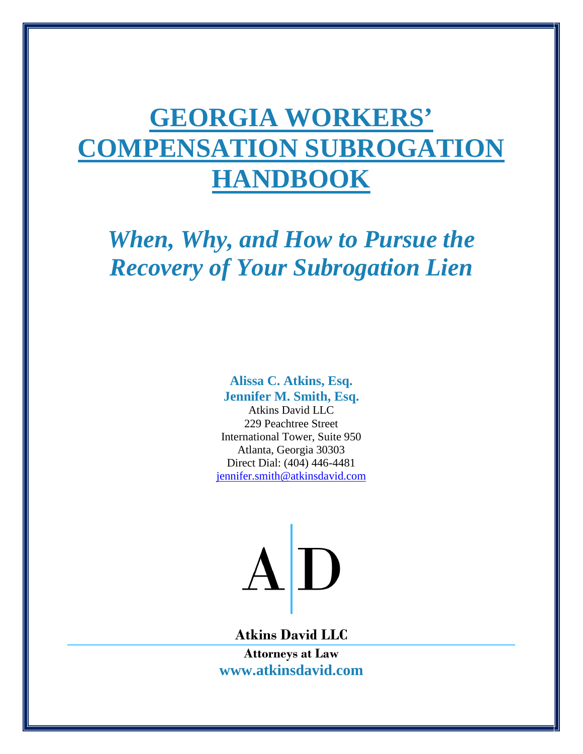# GEORGIA WORKERS' COMPENSATION SUBROGATION HANDBOOK

## *When, Why, and How to Pursue the Recovery of Your Subrogation Lien*

**Alissa C. Atkins, Esq.**
**Jennifer M. Smith, Esq.**
Atkins David LLC
229 Peachtree Street
International Tower, Suite 950
Atlanta, Georgia 30303
Direct Dial: (404) 446-4481
jennifer.smith@atkinsdavid.com

A|D

**Atkins David LLC**

**Attorneys at Law**
**www.atkinsdavid.com**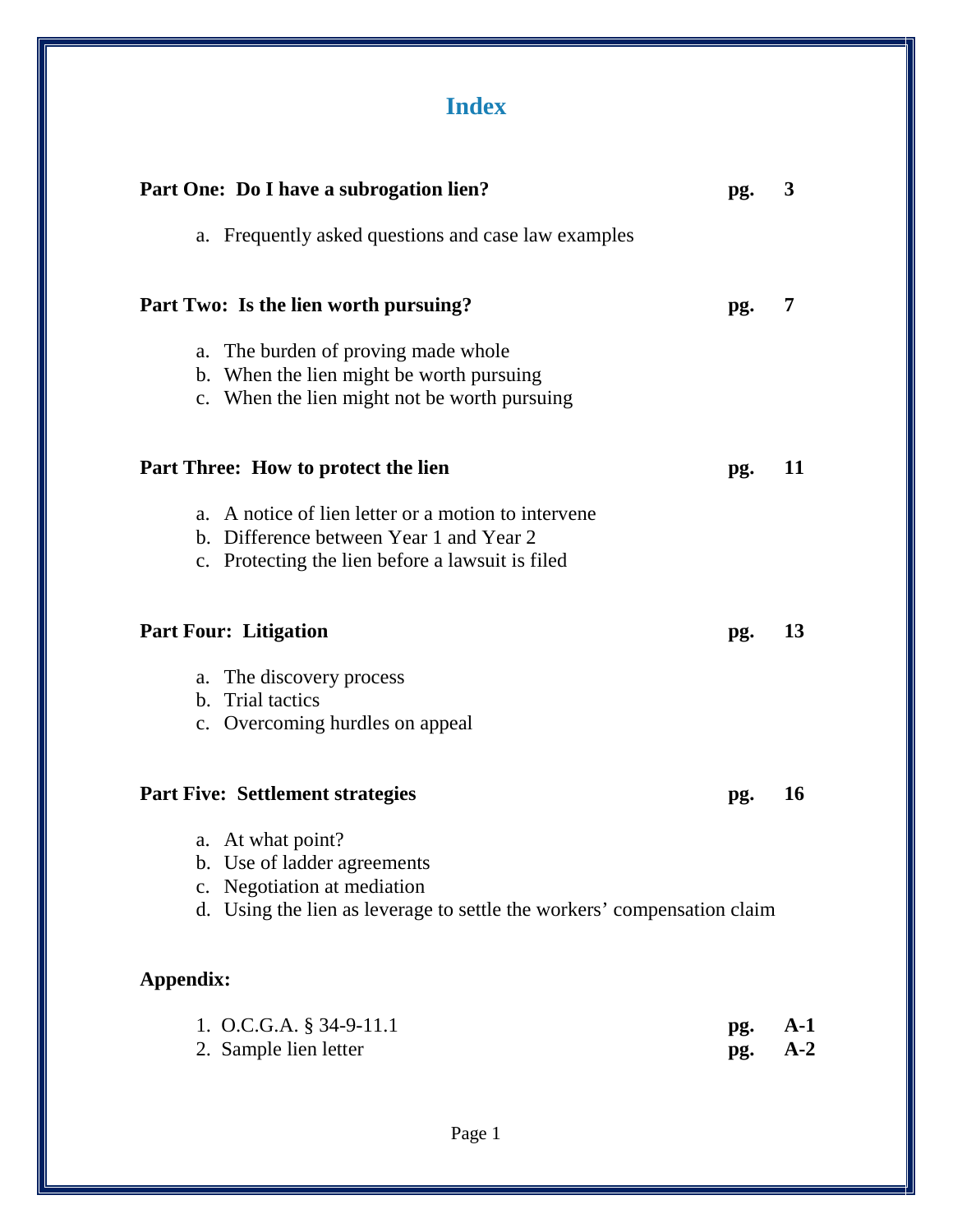# Index

| | | |
|---|---|---|
| **Part One: Do I have a subrogation lien?** | **pg.** | **3** |
| a. Frequently asked questions and case law examples | | |
| **Part Two: Is the lien worth pursuing?** | **pg.** | **7** |
| a. The burden of proving made whole | | |
| b. When the lien might be worth pursuing | | |
| c. When the lien might not be worth pursuing | | |
| **Part Three: How to protect the lien** | **pg.** | **11** |
| a. A notice of lien letter or a motion to intervene | | |
| b. Difference between Year 1 and Year 2 | | |
| c. Protecting the lien before a lawsuit is filed | | |
| **Part Four: Litigation** | **pg.** | **13** |
| a. The discovery process | | |
| b. Trial tactics | | |
| c. Overcoming hurdles on appeal | | |
| **Part Five: Settlement strategies** | **pg.** | **16** |
| a. At what point? | | |
| b. Use of ladder agreements | | |
| c. Negotiation at mediation | | |
| d. Using the lien as leverage to settle the workers' compensation claim | | |
| **Appendix:** | | |
| 1. O.C.G.A. § 34-9-11.1 | **pg.** | **A-1** |
| 2. Sample lien letter | **pg.** | **A-2** |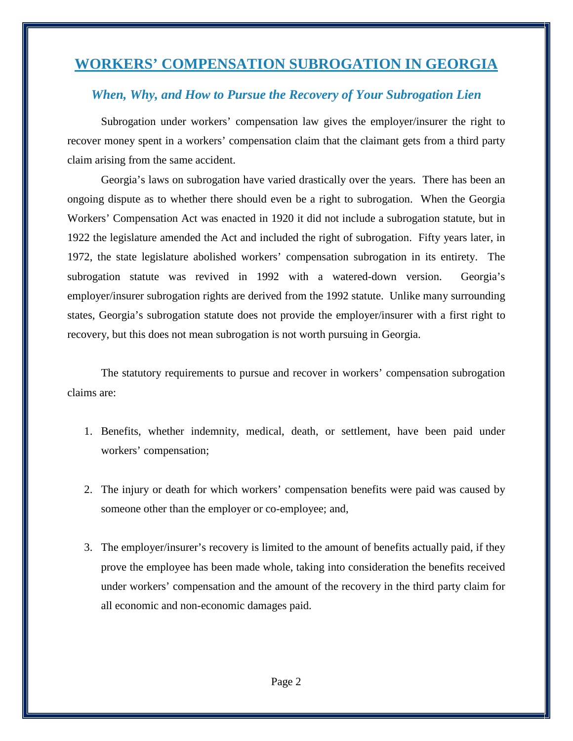# WORKERS' COMPENSATION SUBROGATION IN GEORGIA

### *When, Why, and How to Pursue the Recovery of Your Subrogation Lien*

Subrogation under workers' compensation law gives the employer/insurer the right to recover money spent in a workers' compensation claim that the claimant gets from a third party claim arising from the same accident.

Georgia's laws on subrogation have varied drastically over the years. There has been an ongoing dispute as to whether there should even be a right to subrogation. When the Georgia Workers' Compensation Act was enacted in 1920 it did not include a subrogation statute, but in 1922 the legislature amended the Act and included the right of subrogation. Fifty years later, in 1972, the state legislature abolished workers' compensation subrogation in its entirety. The subrogation statute was revived in 1992 with a watered-down version. Georgia's employer/insurer subrogation rights are derived from the 1992 statute. Unlike many surrounding states, Georgia's subrogation statute does not provide the employer/insurer with a first right to recovery, but this does not mean subrogation is not worth pursuing in Georgia.

The statutory requirements to pursue and recover in workers' compensation subrogation claims are:

1. Benefits, whether indemnity, medical, death, or settlement, have been paid under workers' compensation;

2. The injury or death for which workers' compensation benefits were paid was caused by someone other than the employer or co-employee; and,

3. The employer/insurer's recovery is limited to the amount of benefits actually paid, if they prove the employee has been made whole, taking into consideration the benefits received under workers' compensation and the amount of the recovery in the third party claim for all economic and non-economic damages paid.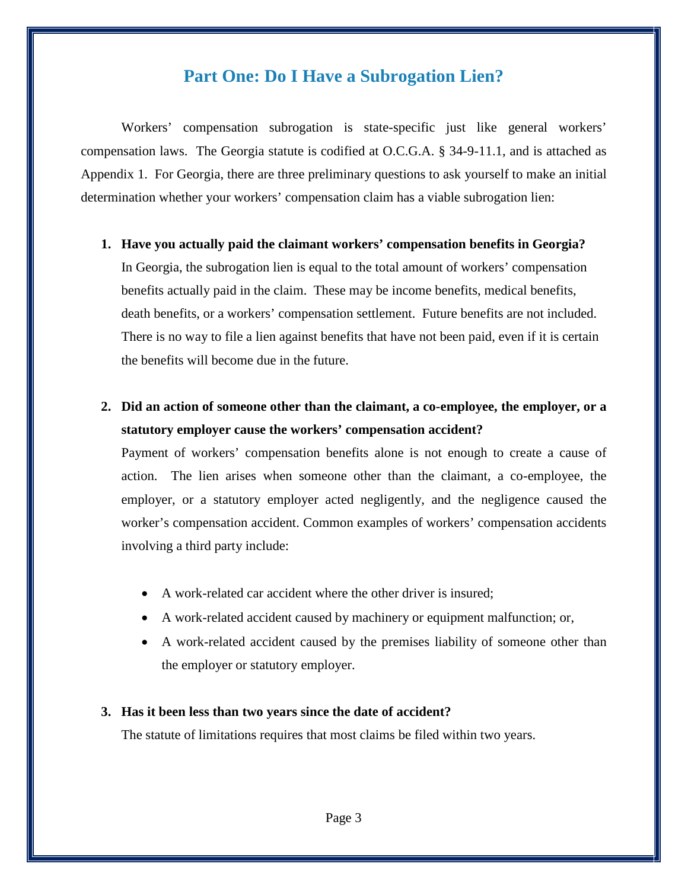## Part One: Do I Have a Subrogation Lien?

Workers' compensation subrogation is state-specific just like general workers' compensation laws. The Georgia statute is codified at O.C.G.A. § 34-9-11.1, and is attached as Appendix 1. For Georgia, there are three preliminary questions to ask yourself to make an initial determination whether your workers' compensation claim has a viable subrogation lien:

1. **Have you actually paid the claimant workers' compensation benefits in Georgia?**
   In Georgia, the subrogation lien is equal to the total amount of workers' compensation benefits actually paid in the claim. These may be income benefits, medical benefits, death benefits, or a workers' compensation settlement. Future benefits are not included. There is no way to file a lien against benefits that have not been paid, even if it is certain the benefits will become due in the future.

2. **Did an action of someone other than the claimant, a co-employee, the employer, or a statutory employer cause the workers' compensation accident?**
   Payment of workers' compensation benefits alone is not enough to create a cause of action. The lien arises when someone other than the claimant, a co-employee, the employer, or a statutory employer acted negligently, and the negligence caused the worker's compensation accident. Common examples of workers' compensation accidents involving a third party include:

   - A work-related car accident where the other driver is insured;
   - A work-related accident caused by machinery or equipment malfunction; or,
   - A work-related accident caused by the premises liability of someone other than the employer or statutory employer.

3. **Has it been less than two years since the date of accident?**
   The statute of limitations requires that most claims be filed within two years.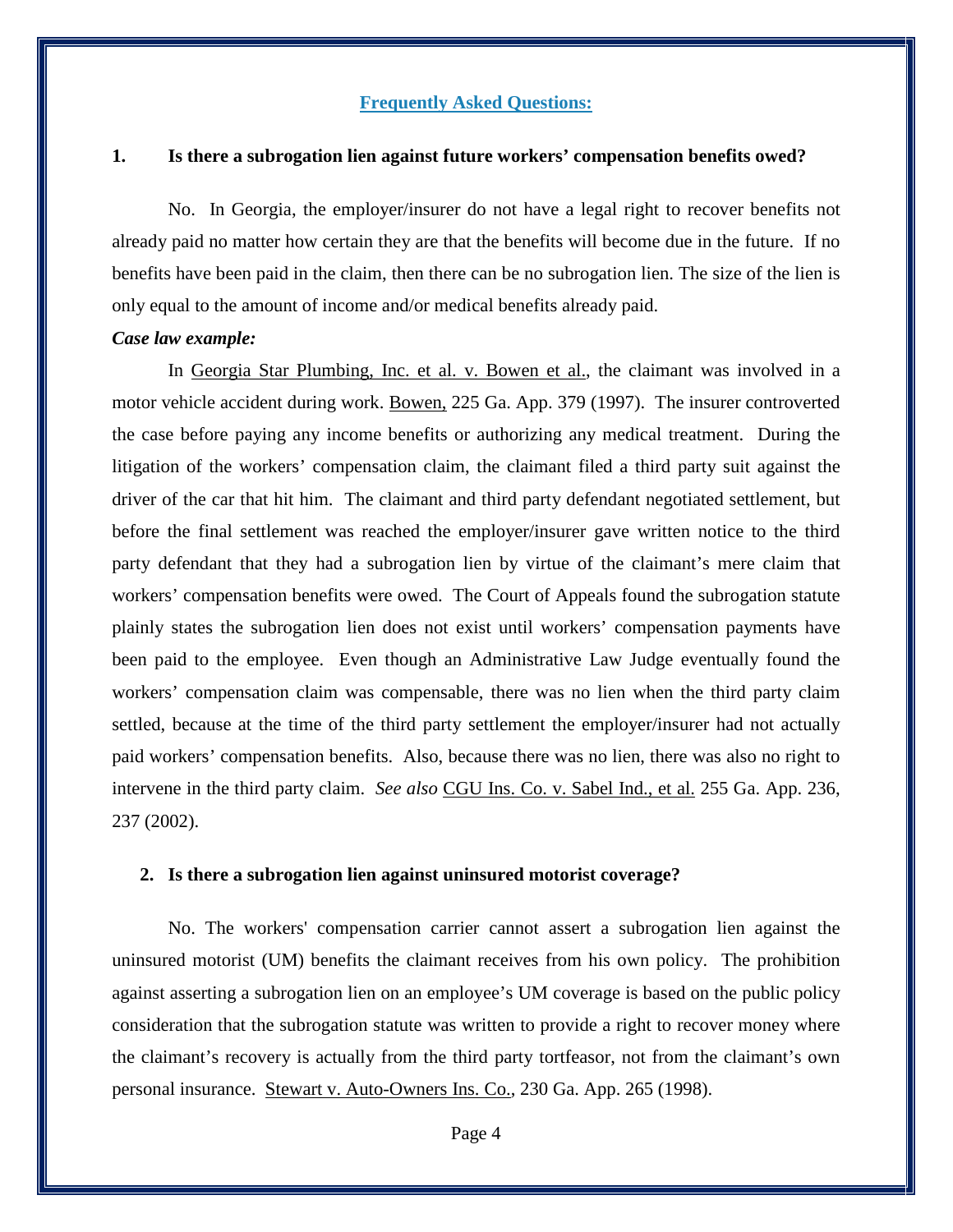## Frequently Asked Questions:

**1. Is there a subrogation lien against future workers' compensation benefits owed?**

No. In Georgia, the employer/insurer do not have a legal right to recover benefits not already paid no matter how certain they are that the benefits will become due in the future. If no benefits have been paid in the claim, then there can be no subrogation lien. The size of the lien is only equal to the amount of income and/or medical benefits already paid.

***Case law example:***

In Georgia Star Plumbing, Inc. et al. v. Bowen et al., the claimant was involved in a motor vehicle accident during work. Bowen, 225 Ga. App. 379 (1997). The insurer controverted the case before paying any income benefits or authorizing any medical treatment. During the litigation of the workers' compensation claim, the claimant filed a third party suit against the driver of the car that hit him. The claimant and third party defendant negotiated settlement, but before the final settlement was reached the employer/insurer gave written notice to the third party defendant that they had a subrogation lien by virtue of the claimant's mere claim that workers' compensation benefits were owed. The Court of Appeals found the subrogation statute plainly states the subrogation lien does not exist until workers' compensation payments have been paid to the employee. Even though an Administrative Law Judge eventually found the workers' compensation claim was compensable, there was no lien when the third party claim settled, because at the time of the third party settlement the employer/insurer had not actually paid workers' compensation benefits. Also, because there was no lien, there was also no right to intervene in the third party claim. *See also* CGU Ins. Co. v. Sabel Ind., et al. 255 Ga. App. 236, 237 (2002).

**2. Is there a subrogation lien against uninsured motorist coverage?**

No. The workers' compensation carrier cannot assert a subrogation lien against the uninsured motorist (UM) benefits the claimant receives from his own policy. The prohibition against asserting a subrogation lien on an employee's UM coverage is based on the public policy consideration that the subrogation statute was written to provide a right to recover money where the claimant's recovery is actually from the third party tortfeasor, not from the claimant's own personal insurance. Stewart v. Auto-Owners Ins. Co., 230 Ga. App. 265 (1998).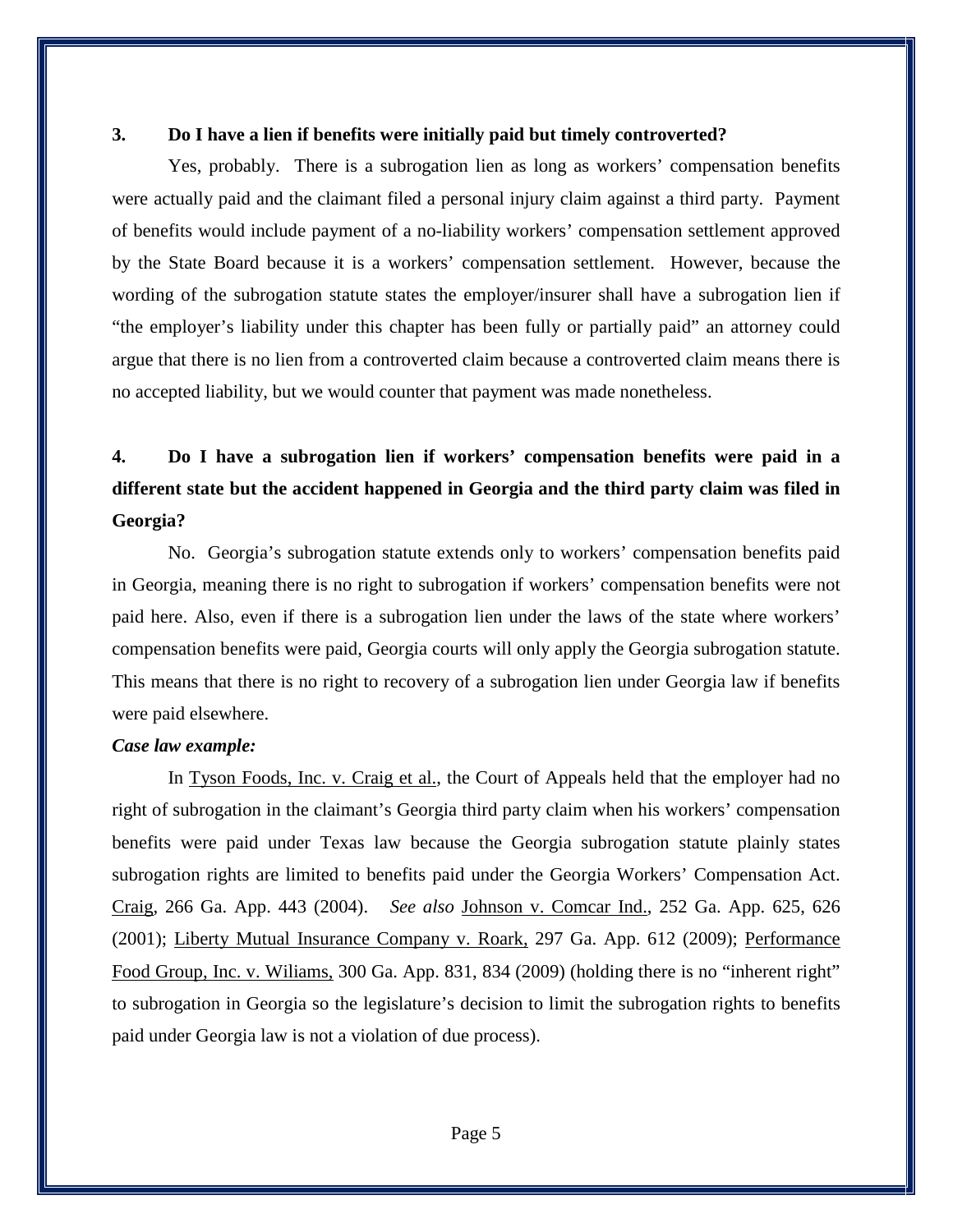**3. Do I have a lien if benefits were initially paid but timely controverted?**

Yes, probably. There is a subrogation lien as long as workers' compensation benefits were actually paid and the claimant filed a personal injury claim against a third party. Payment of benefits would include payment of a no-liability workers' compensation settlement approved by the State Board because it is a workers' compensation settlement. However, because the wording of the subrogation statute states the employer/insurer shall have a subrogation lien if "the employer's liability under this chapter has been fully or partially paid" an attorney could argue that there is no lien from a controverted claim because a controverted claim means there is no accepted liability, but we would counter that payment was made nonetheless.

**4. Do I have a subrogation lien if workers' compensation benefits were paid in a different state but the accident happened in Georgia and the third party claim was filed in Georgia?**

No. Georgia's subrogation statute extends only to workers' compensation benefits paid in Georgia, meaning there is no right to subrogation if workers' compensation benefits were not paid here. Also, even if there is a subrogation lien under the laws of the state where workers' compensation benefits were paid, Georgia courts will only apply the Georgia subrogation statute. This means that there is no right to recovery of a subrogation lien under Georgia law if benefits were paid elsewhere.

***Case law example:***

In Tyson Foods, Inc. v. Craig et al., the Court of Appeals held that the employer had no right of subrogation in the claimant's Georgia third party claim when his workers' compensation benefits were paid under Texas law because the Georgia subrogation statute plainly states subrogation rights are limited to benefits paid under the Georgia Workers' Compensation Act. Craig, 266 Ga. App. 443 (2004). *See also* Johnson v. Comcar Ind., 252 Ga. App. 625, 626 (2001); Liberty Mutual Insurance Company v. Roark, 297 Ga. App. 612 (2009); Performance Food Group, Inc. v. Wiliams, 300 Ga. App. 831, 834 (2009) (holding there is no "inherent right" to subrogation in Georgia so the legislature's decision to limit the subrogation rights to benefits paid under Georgia law is not a violation of due process).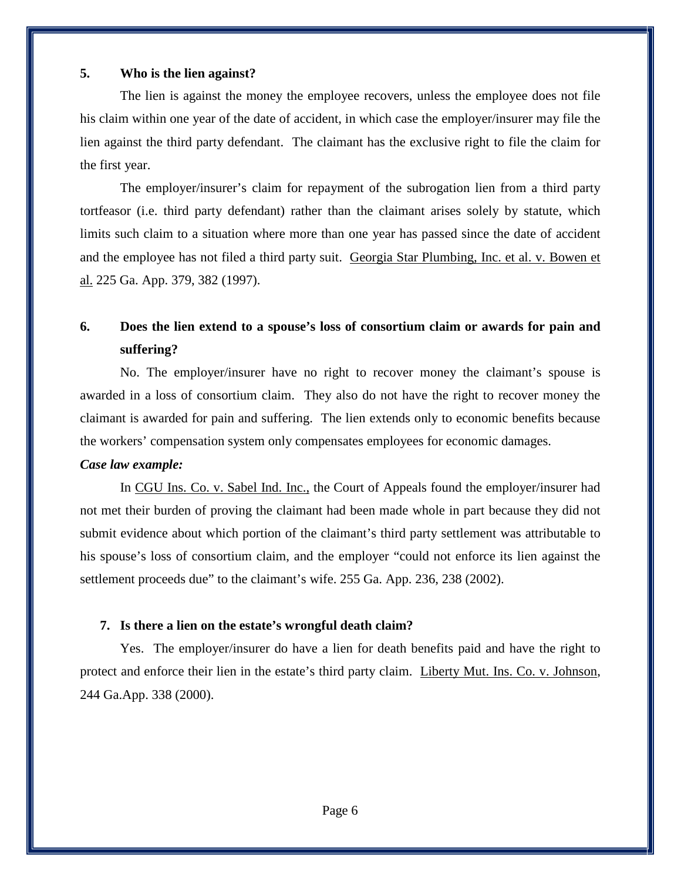**5. Who is the lien against?**

The lien is against the money the employee recovers, unless the employee does not file his claim within one year of the date of accident, in which case the employer/insurer may file the lien against the third party defendant. The claimant has the exclusive right to file the claim for the first year.

The employer/insurer's claim for repayment of the subrogation lien from a third party tortfeasor (i.e. third party defendant) rather than the claimant arises solely by statute, which limits such claim to a situation where more than one year has passed since the date of accident and the employee has not filed a third party suit. Georgia Star Plumbing, Inc. et al. v. Bowen et al. 225 Ga. App. 379, 382 (1997).

**6. Does the lien extend to a spouse's loss of consortium claim or awards for pain and suffering?**

No. The employer/insurer have no right to recover money the claimant's spouse is awarded in a loss of consortium claim. They also do not have the right to recover money the claimant is awarded for pain and suffering. The lien extends only to economic benefits because the workers' compensation system only compensates employees for economic damages.

***Case law example:***

In CGU Ins. Co. v. Sabel Ind. Inc., the Court of Appeals found the employer/insurer had not met their burden of proving the claimant had been made whole in part because they did not submit evidence about which portion of the claimant's third party settlement was attributable to his spouse's loss of consortium claim, and the employer "could not enforce its lien against the settlement proceeds due" to the claimant's wife. 255 Ga. App. 236, 238 (2002).

**7. Is there a lien on the estate's wrongful death claim?**

Yes. The employer/insurer do have a lien for death benefits paid and have the right to protect and enforce their lien in the estate's third party claim. Liberty Mut. Ins. Co. v. Johnson, 244 Ga.App. 338 (2000).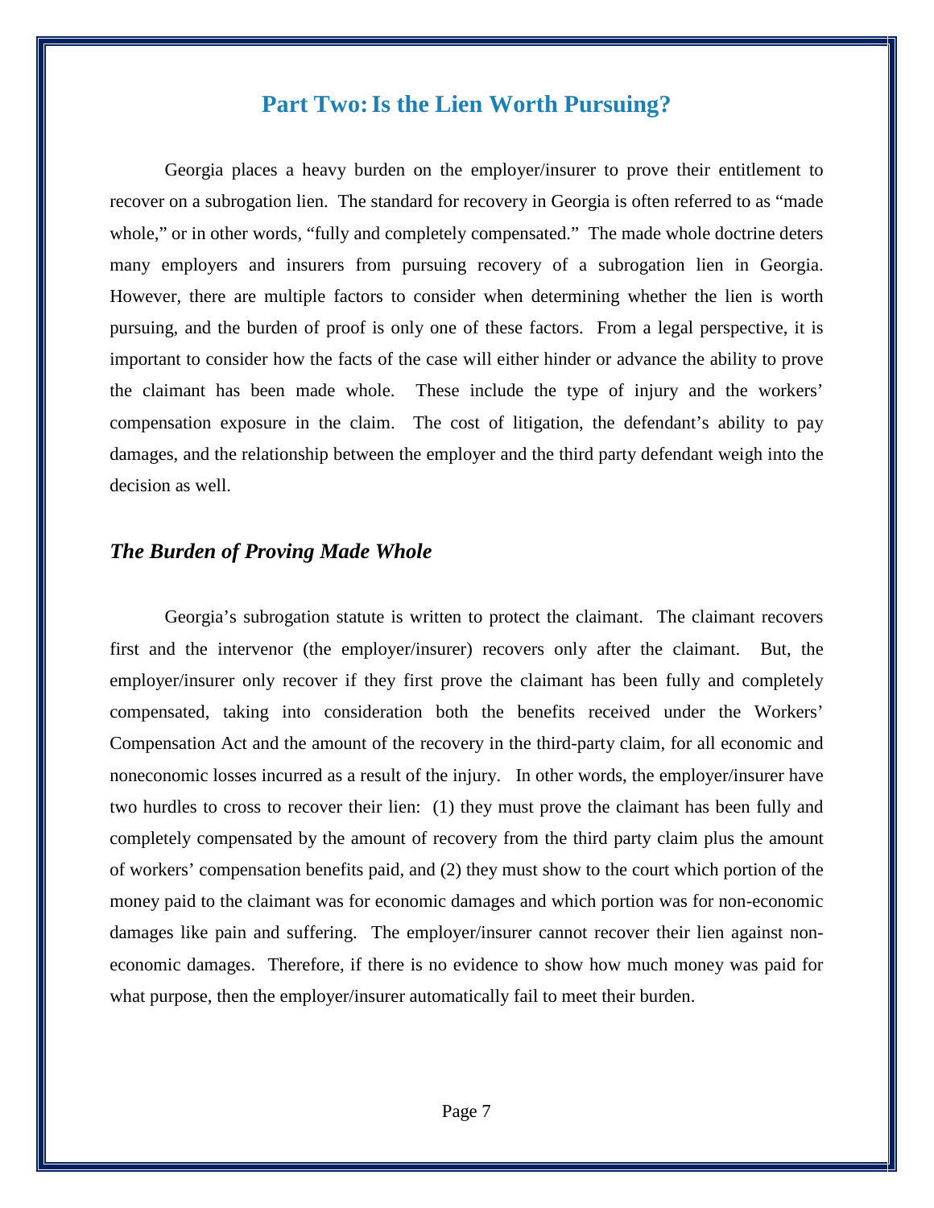## Part Two: Is the Lien Worth Pursuing?

Georgia places a heavy burden on the employer/insurer to prove their entitlement to recover on a subrogation lien. The standard for recovery in Georgia is often referred to as "made whole," or in other words, "fully and completely compensated." The made whole doctrine deters many employers and insurers from pursuing recovery of a subrogation lien in Georgia. However, there are multiple factors to consider when determining whether the lien is worth pursuing, and the burden of proof is only one of these factors. From a legal perspective, it is important to consider how the facts of the case will either hinder or advance the ability to prove the claimant has been made whole. These include the type of injury and the workers' compensation exposure in the claim. The cost of litigation, the defendant's ability to pay damages, and the relationship between the employer and the third party defendant weigh into the decision as well.

### *The Burden of Proving Made Whole*

Georgia's subrogation statute is written to protect the claimant. The claimant recovers first and the intervenor (the employer/insurer) recovers only after the claimant. But, the employer/insurer only recover if they first prove the claimant has been fully and completely compensated, taking into consideration both the benefits received under the Workers' Compensation Act and the amount of the recovery in the third-party claim, for all economic and noneconomic losses incurred as a result of the injury. In other words, the employer/insurer have two hurdles to cross to recover their lien: (1) they must prove the claimant has been fully and completely compensated by the amount of recovery from the third party claim plus the amount of workers' compensation benefits paid, and (2) they must show to the court which portion of the money paid to the claimant was for economic damages and which portion was for non-economic damages like pain and suffering. The employer/insurer cannot recover their lien against non-economic damages. Therefore, if there is no evidence to show how much money was paid for what purpose, then the employer/insurer automatically fail to meet their burden.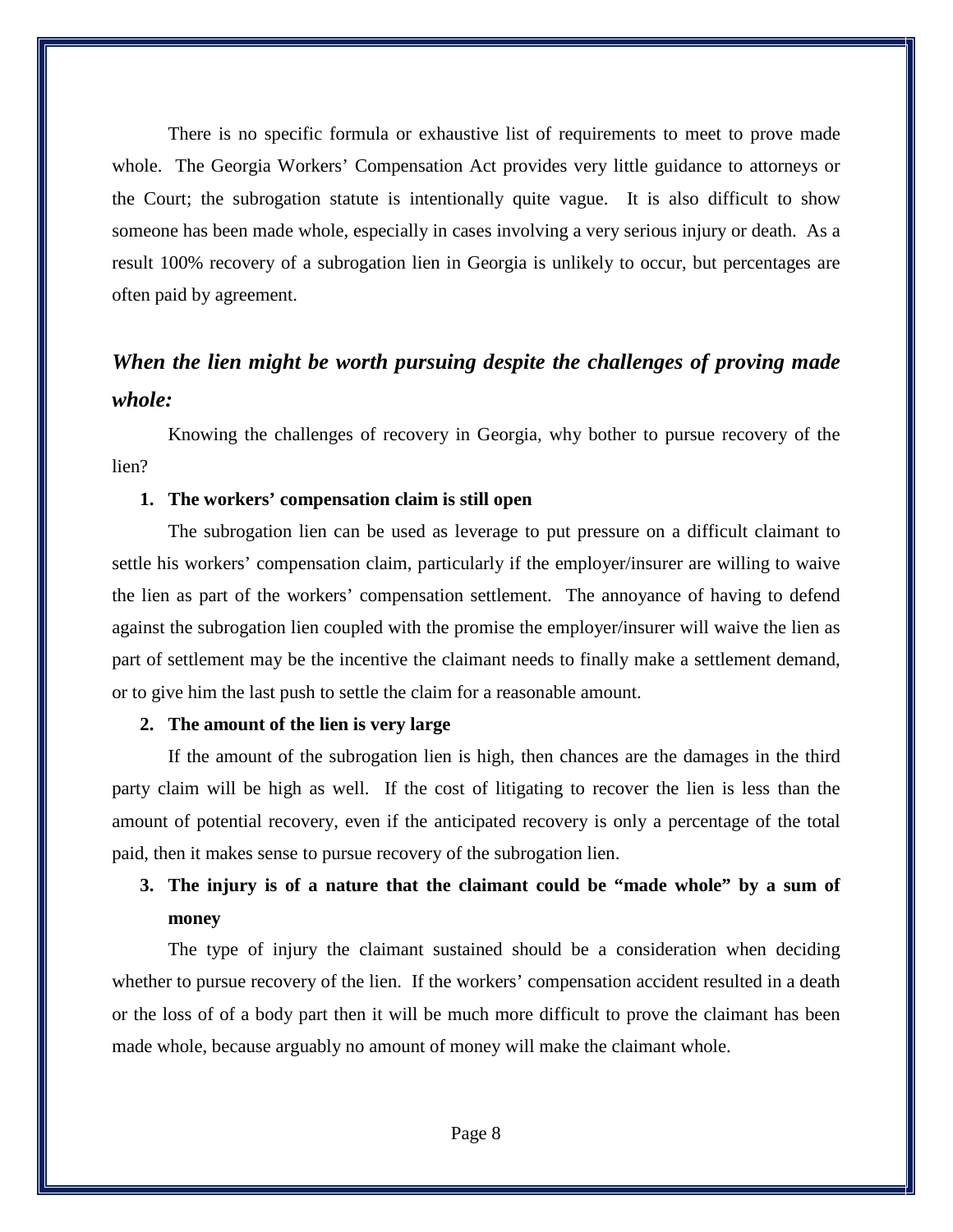There is no specific formula or exhaustive list of requirements to meet to prove made whole. The Georgia Workers' Compensation Act provides very little guidance to attorneys or the Court; the subrogation statute is intentionally quite vague. It is also difficult to show someone has been made whole, especially in cases involving a very serious injury or death. As a result 100% recovery of a subrogation lien in Georgia is unlikely to occur, but percentages are often paid by agreement.

### ***When the lien might be worth pursuing despite the challenges of proving made whole:***

Knowing the challenges of recovery in Georgia, why bother to pursue recovery of the lien?

1. **The workers' compensation claim is still open**

The subrogation lien can be used as leverage to put pressure on a difficult claimant to settle his workers' compensation claim, particularly if the employer/insurer are willing to waive the lien as part of the workers' compensation settlement. The annoyance of having to defend against the subrogation lien coupled with the promise the employer/insurer will waive the lien as part of settlement may be the incentive the claimant needs to finally make a settlement demand, or to give him the last push to settle the claim for a reasonable amount.

2. **The amount of the lien is very large**

If the amount of the subrogation lien is high, then chances are the damages in the third party claim will be high as well. If the cost of litigating to recover the lien is less than the amount of potential recovery, even if the anticipated recovery is only a percentage of the total paid, then it makes sense to pursue recovery of the subrogation lien.

3. **The injury is of a nature that the claimant could be "made whole" by a sum of money**

The type of injury the claimant sustained should be a consideration when deciding whether to pursue recovery of the lien. If the workers' compensation accident resulted in a death or the loss of of a body part then it will be much more difficult to prove the claimant has been made whole, because arguably no amount of money will make the claimant whole.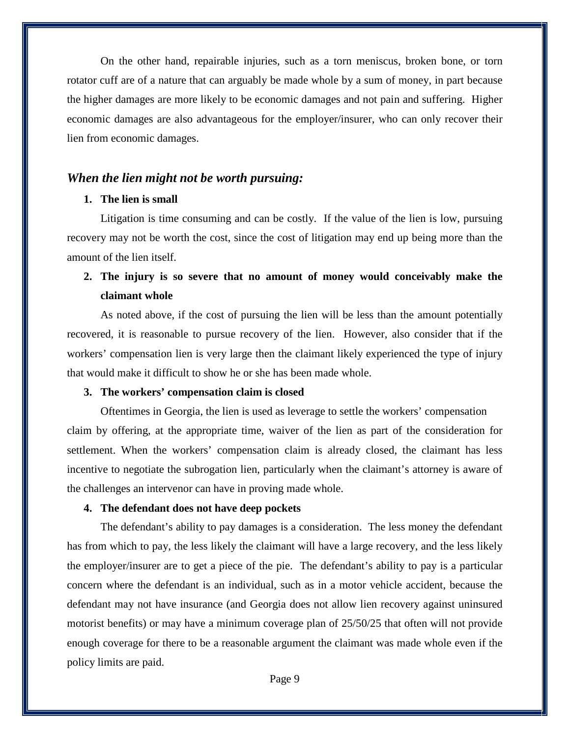On the other hand, repairable injuries, such as a torn meniscus, broken bone, or torn rotator cuff are of a nature that can arguably be made whole by a sum of money, in part because the higher damages are more likely to be economic damages and not pain and suffering. Higher economic damages are also advantageous for the employer/insurer, who can only recover their lien from economic damages.

### *When the lien might not be worth pursuing:*

1. **The lien is small**

Litigation is time consuming and can be costly. If the value of the lien is low, pursuing recovery may not be worth the cost, since the cost of litigation may end up being more than the amount of the lien itself.

2. **The injury is so severe that no amount of money would conceivably make the claimant whole**

As noted above, if the cost of pursuing the lien will be less than the amount potentially recovered, it is reasonable to pursue recovery of the lien. However, also consider that if the workers' compensation lien is very large then the claimant likely experienced the type of injury that would make it difficult to show he or she has been made whole.

3. **The workers' compensation claim is closed**

Oftentimes in Georgia, the lien is used as leverage to settle the workers' compensation claim by offering, at the appropriate time, waiver of the lien as part of the consideration for settlement. When the workers' compensation claim is already closed, the claimant has less incentive to negotiate the subrogation lien, particularly when the claimant's attorney is aware of the challenges an intervenor can have in proving made whole.

4. **The defendant does not have deep pockets**

The defendant's ability to pay damages is a consideration. The less money the defendant has from which to pay, the less likely the claimant will have a large recovery, and the less likely the employer/insurer are to get a piece of the pie. The defendant's ability to pay is a particular concern where the defendant is an individual, such as in a motor vehicle accident, because the defendant may not have insurance (and Georgia does not allow lien recovery against uninsured motorist benefits) or may have a minimum coverage plan of 25/50/25 that often will not provide enough coverage for there to be a reasonable argument the claimant was made whole even if the policy limits are paid.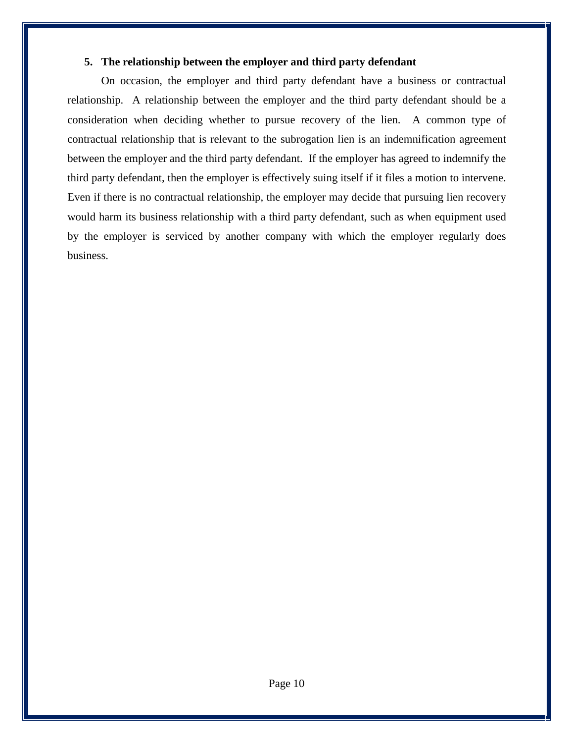### 5. The relationship between the employer and third party defendant

On occasion, the employer and third party defendant have a business or contractual relationship. A relationship between the employer and the third party defendant should be a consideration when deciding whether to pursue recovery of the lien. A common type of contractual relationship that is relevant to the subrogation lien is an indemnification agreement between the employer and the third party defendant. If the employer has agreed to indemnify the third party defendant, then the employer is effectively suing itself if it files a motion to intervene. Even if there is no contractual relationship, the employer may decide that pursuing lien recovery would harm its business relationship with a third party defendant, such as when equipment used by the employer is serviced by another company with which the employer regularly does business.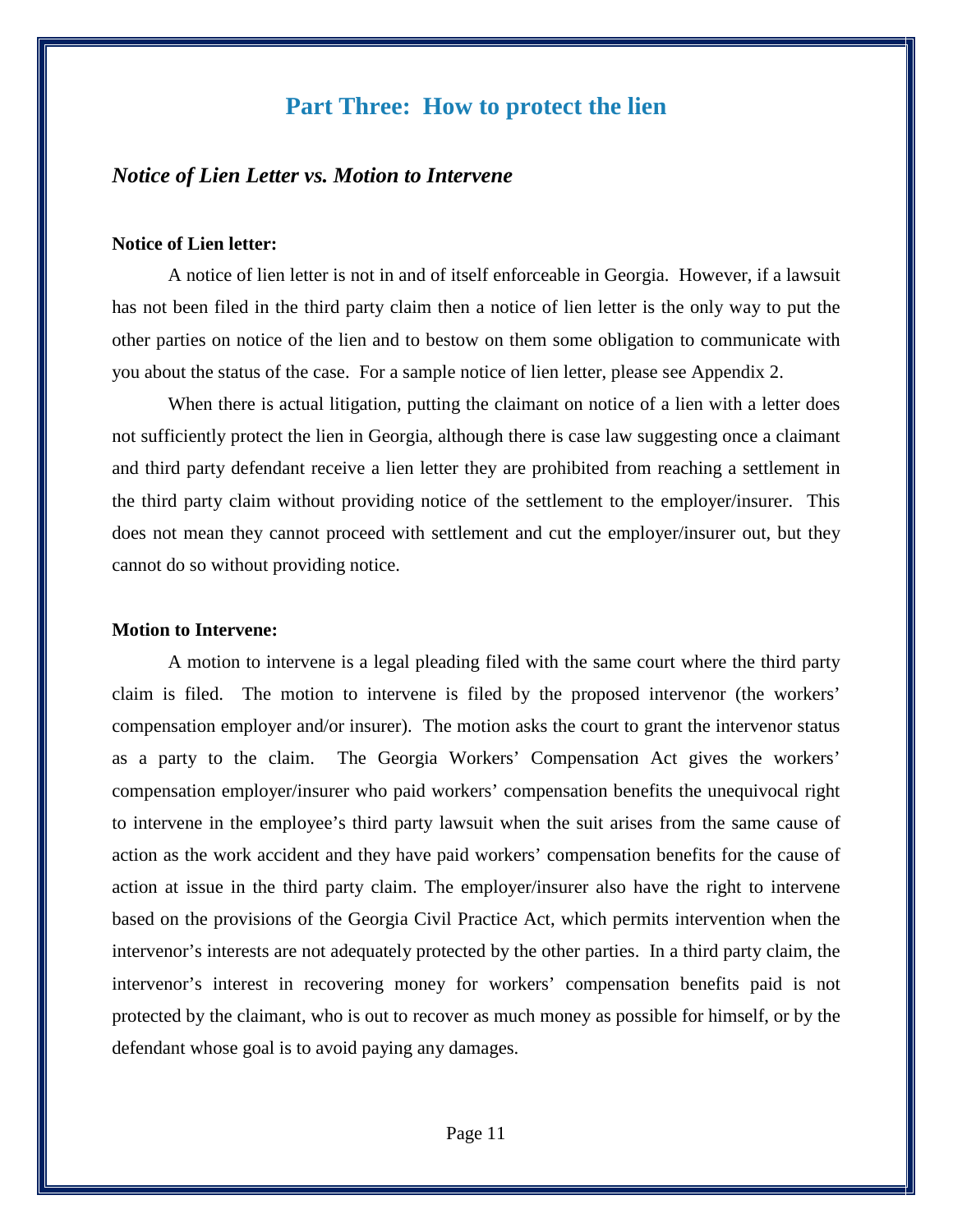## Part Three: How to protect the lien

### *Notice of Lien Letter vs. Motion to Intervene*

**Notice of Lien letter:**

A notice of lien letter is not in and of itself enforceable in Georgia. However, if a lawsuit has not been filed in the third party claim then a notice of lien letter is the only way to put the other parties on notice of the lien and to bestow on them some obligation to communicate with you about the status of the case. For a sample notice of lien letter, please see Appendix 2.

When there is actual litigation, putting the claimant on notice of a lien with a letter does not sufficiently protect the lien in Georgia, although there is case law suggesting once a claimant and third party defendant receive a lien letter they are prohibited from reaching a settlement in the third party claim without providing notice of the settlement to the employer/insurer. This does not mean they cannot proceed with settlement and cut the employer/insurer out, but they cannot do so without providing notice.

**Motion to Intervene:**

A motion to intervene is a legal pleading filed with the same court where the third party claim is filed. The motion to intervene is filed by the proposed intervenor (the workers' compensation employer and/or insurer). The motion asks the court to grant the intervenor status as a party to the claim. The Georgia Workers' Compensation Act gives the workers' compensation employer/insurer who paid workers' compensation benefits the unequivocal right to intervene in the employee's third party lawsuit when the suit arises from the same cause of action as the work accident and they have paid workers' compensation benefits for the cause of action at issue in the third party claim. The employer/insurer also have the right to intervene based on the provisions of the Georgia Civil Practice Act, which permits intervention when the intervenor's interests are not adequately protected by the other parties. In a third party claim, the intervenor's interest in recovering money for workers' compensation benefits paid is not protected by the claimant, who is out to recover as much money as possible for himself, or by the defendant whose goal is to avoid paying any damages.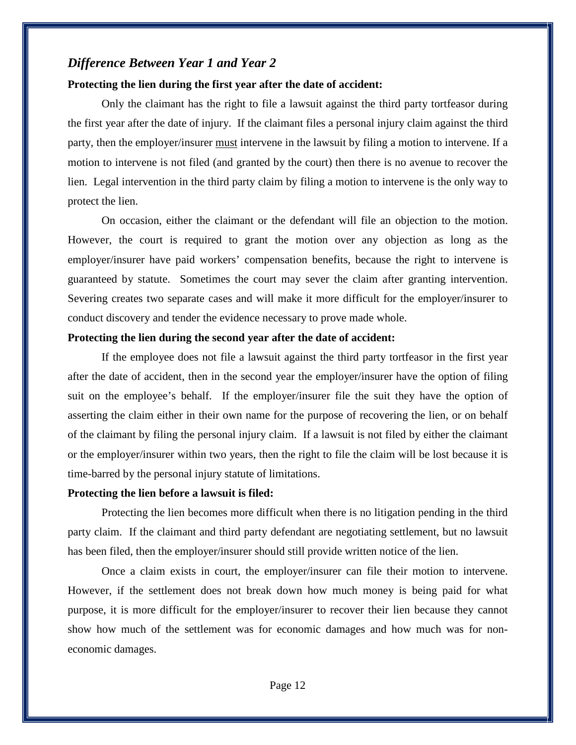## *Difference Between Year 1 and Year 2*

**Protecting the lien during the first year after the date of accident:**

Only the claimant has the right to file a lawsuit against the third party tortfeasor during the first year after the date of injury. If the claimant files a personal injury claim against the third party, then the employer/insurer must intervene in the lawsuit by filing a motion to intervene. If a motion to intervene is not filed (and granted by the court) then there is no avenue to recover the lien. Legal intervention in the third party claim by filing a motion to intervene is the only way to protect the lien.

On occasion, either the claimant or the defendant will file an objection to the motion. However, the court is required to grant the motion over any objection as long as the employer/insurer have paid workers' compensation benefits, because the right to intervene is guaranteed by statute. Sometimes the court may sever the claim after granting intervention. Severing creates two separate cases and will make it more difficult for the employer/insurer to conduct discovery and tender the evidence necessary to prove made whole.

**Protecting the lien during the second year after the date of accident:**

If the employee does not file a lawsuit against the third party tortfeasor in the first year after the date of accident, then in the second year the employer/insurer have the option of filing suit on the employee's behalf. If the employer/insurer file the suit they have the option of asserting the claim either in their own name for the purpose of recovering the lien, or on behalf of the claimant by filing the personal injury claim. If a lawsuit is not filed by either the claimant or the employer/insurer within two years, then the right to file the claim will be lost because it is time-barred by the personal injury statute of limitations.

**Protecting the lien before a lawsuit is filed:**

Protecting the lien becomes more difficult when there is no litigation pending in the third party claim. If the claimant and third party defendant are negotiating settlement, but no lawsuit has been filed, then the employer/insurer should still provide written notice of the lien.

Once a claim exists in court, the employer/insurer can file their motion to intervene. However, if the settlement does not break down how much money is being paid for what purpose, it is more difficult for the employer/insurer to recover their lien because they cannot show how much of the settlement was for economic damages and how much was for non-economic damages.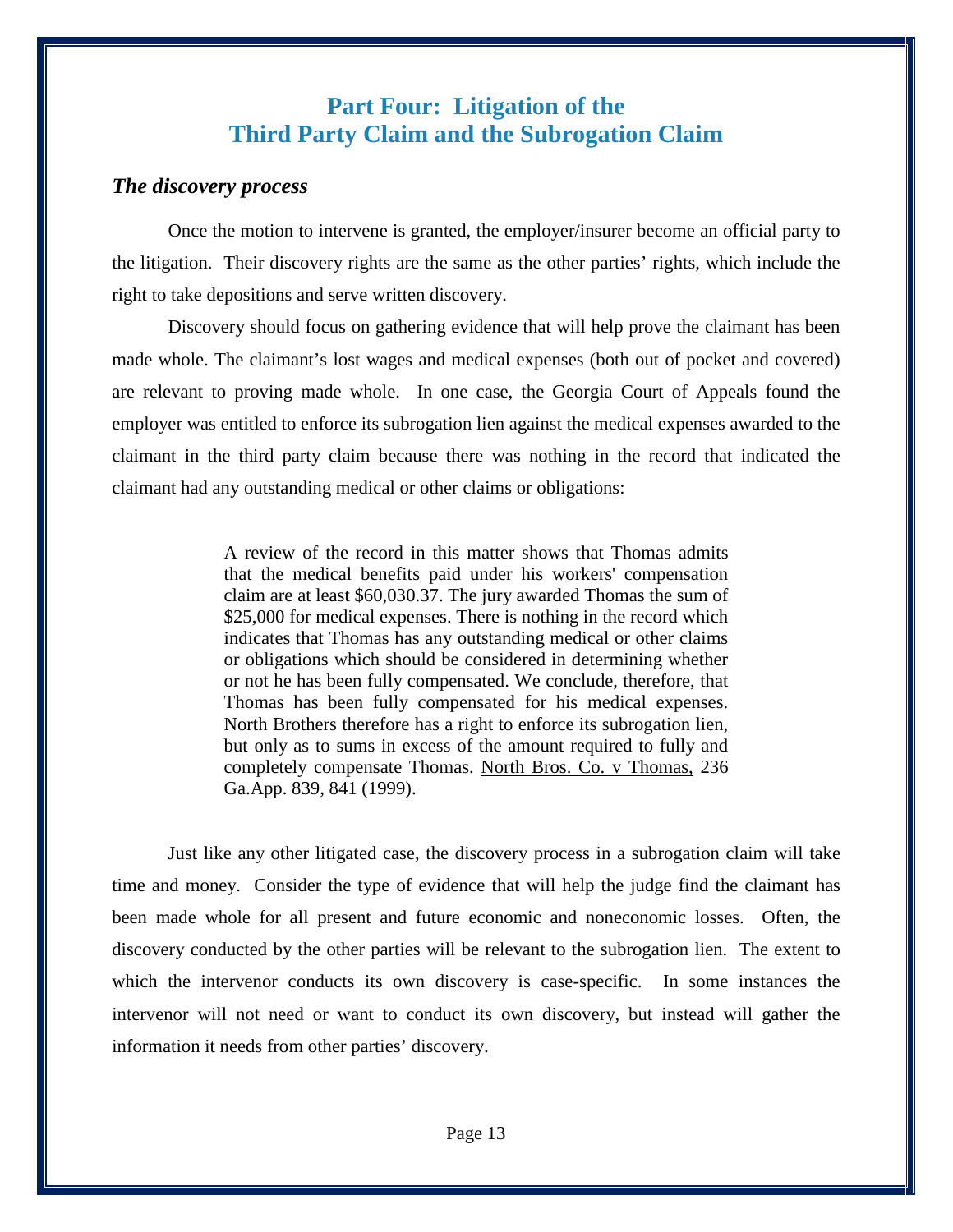# Part Four: Litigation of the Third Party Claim and the Subrogation Claim

### *The discovery process*

Once the motion to intervene is granted, the employer/insurer become an official party to the litigation. Their discovery rights are the same as the other parties' rights, which include the right to take depositions and serve written discovery.

Discovery should focus on gathering evidence that will help prove the claimant has been made whole. The claimant's lost wages and medical expenses (both out of pocket and covered) are relevant to proving made whole. In one case, the Georgia Court of Appeals found the employer was entitled to enforce its subrogation lien against the medical expenses awarded to the claimant in the third party claim because there was nothing in the record that indicated the claimant had any outstanding medical or other claims or obligations:

> A review of the record in this matter shows that Thomas admits that the medical benefits paid under his workers' compensation claim are at least $60,030.37. The jury awarded Thomas the sum of $25,000 for medical expenses. There is nothing in the record which indicates that Thomas has any outstanding medical or other claims or obligations which should be considered in determining whether or not he has been fully compensated. We conclude, therefore, that Thomas has been fully compensated for his medical expenses. North Brothers therefore has a right to enforce its subrogation lien, but only as to sums in excess of the amount required to fully and completely compensate Thomas. North Bros. Co. v Thomas, 236 Ga.App. 839, 841 (1999).

Just like any other litigated case, the discovery process in a subrogation claim will take time and money. Consider the type of evidence that will help the judge find the claimant has been made whole for all present and future economic and noneconomic losses. Often, the discovery conducted by the other parties will be relevant to the subrogation lien. The extent to which the intervenor conducts its own discovery is case-specific. In some instances the intervenor will not need or want to conduct its own discovery, but instead will gather the information it needs from other parties' discovery.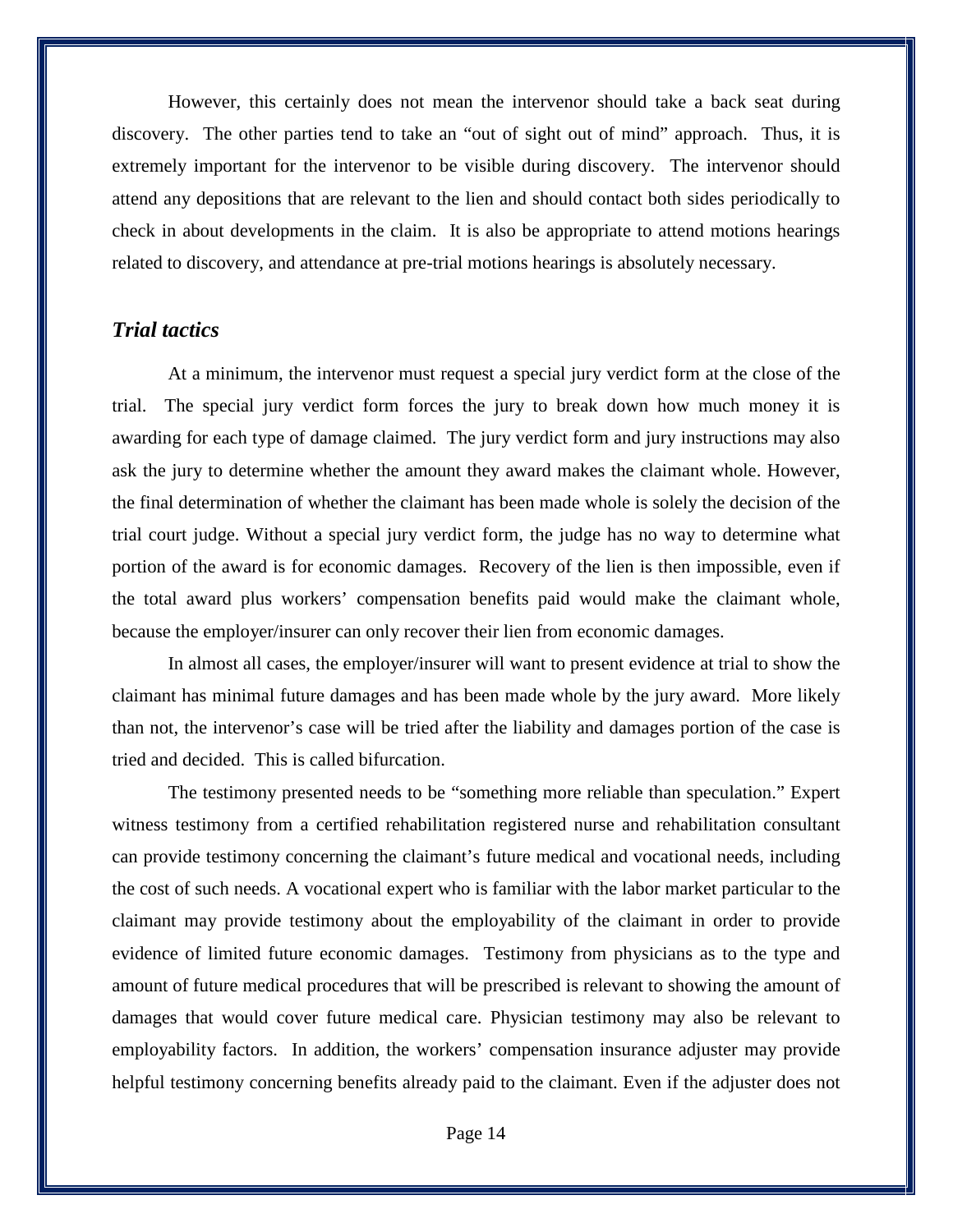However, this certainly does not mean the intervenor should take a back seat during discovery. The other parties tend to take an "out of sight out of mind" approach. Thus, it is extremely important for the intervenor to be visible during discovery. The intervenor should attend any depositions that are relevant to the lien and should contact both sides periodically to check in about developments in the claim. It is also be appropriate to attend motions hearings related to discovery, and attendance at pre-trial motions hearings is absolutely necessary.

### *Trial tactics*

At a minimum, the intervenor must request a special jury verdict form at the close of the trial. The special jury verdict form forces the jury to break down how much money it is awarding for each type of damage claimed. The jury verdict form and jury instructions may also ask the jury to determine whether the amount they award makes the claimant whole. However, the final determination of whether the claimant has been made whole is solely the decision of the trial court judge. Without a special jury verdict form, the judge has no way to determine what portion of the award is for economic damages. Recovery of the lien is then impossible, even if the total award plus workers' compensation benefits paid would make the claimant whole, because the employer/insurer can only recover their lien from economic damages.

In almost all cases, the employer/insurer will want to present evidence at trial to show the claimant has minimal future damages and has been made whole by the jury award. More likely than not, the intervenor's case will be tried after the liability and damages portion of the case is tried and decided. This is called bifurcation.

The testimony presented needs to be "something more reliable than speculation." Expert witness testimony from a certified rehabilitation registered nurse and rehabilitation consultant can provide testimony concerning the claimant's future medical and vocational needs, including the cost of such needs. A vocational expert who is familiar with the labor market particular to the claimant may provide testimony about the employability of the claimant in order to provide evidence of limited future economic damages. Testimony from physicians as to the type and amount of future medical procedures that will be prescribed is relevant to showing the amount of damages that would cover future medical care. Physician testimony may also be relevant to employability factors. In addition, the workers' compensation insurance adjuster may provide helpful testimony concerning benefits already paid to the claimant. Even if the adjuster does not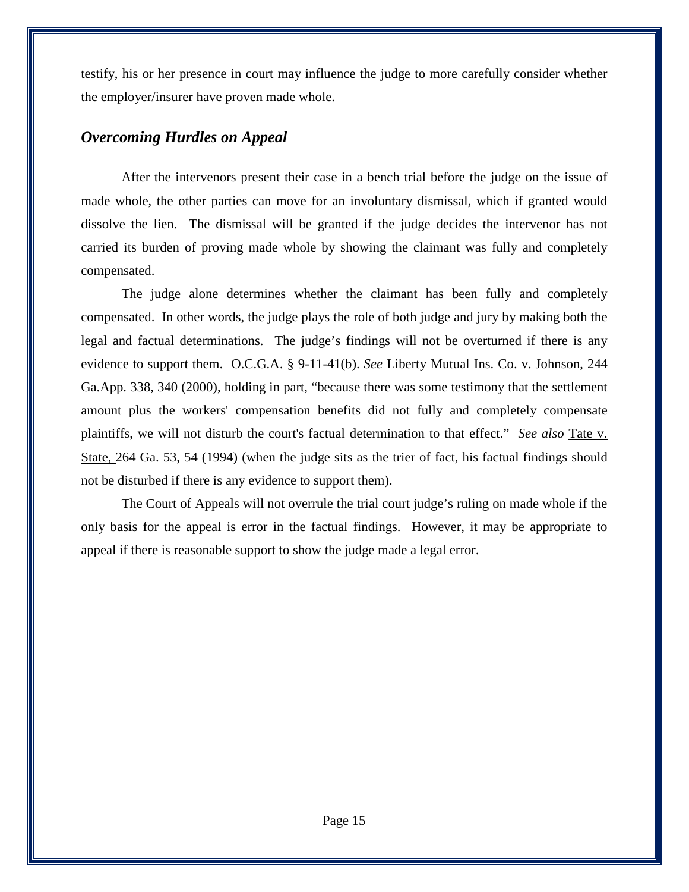testify, his or her presence in court may influence the judge to more carefully consider whether the employer/insurer have proven made whole.

### *Overcoming Hurdles on Appeal*

After the intervenors present their case in a bench trial before the judge on the issue of made whole, the other parties can move for an involuntary dismissal, which if granted would dissolve the lien. The dismissal will be granted if the judge decides the intervenor has not carried its burden of proving made whole by showing the claimant was fully and completely compensated.

The judge alone determines whether the claimant has been fully and completely compensated. In other words, the judge plays the role of both judge and jury by making both the legal and factual determinations. The judge's findings will not be overturned if there is any evidence to support them. O.C.G.A. § 9-11-41(b). *See* Liberty Mutual Ins. Co. v. Johnson, 244 Ga.App. 338, 340 (2000), holding in part, "because there was some testimony that the settlement amount plus the workers' compensation benefits did not fully and completely compensate plaintiffs, we will not disturb the court's factual determination to that effect." *See also* Tate v. State, 264 Ga. 53, 54 (1994) (when the judge sits as the trier of fact, his factual findings should not be disturbed if there is any evidence to support them).

The Court of Appeals will not overrule the trial court judge's ruling on made whole if the only basis for the appeal is error in the factual findings. However, it may be appropriate to appeal if there is reasonable support to show the judge made a legal error.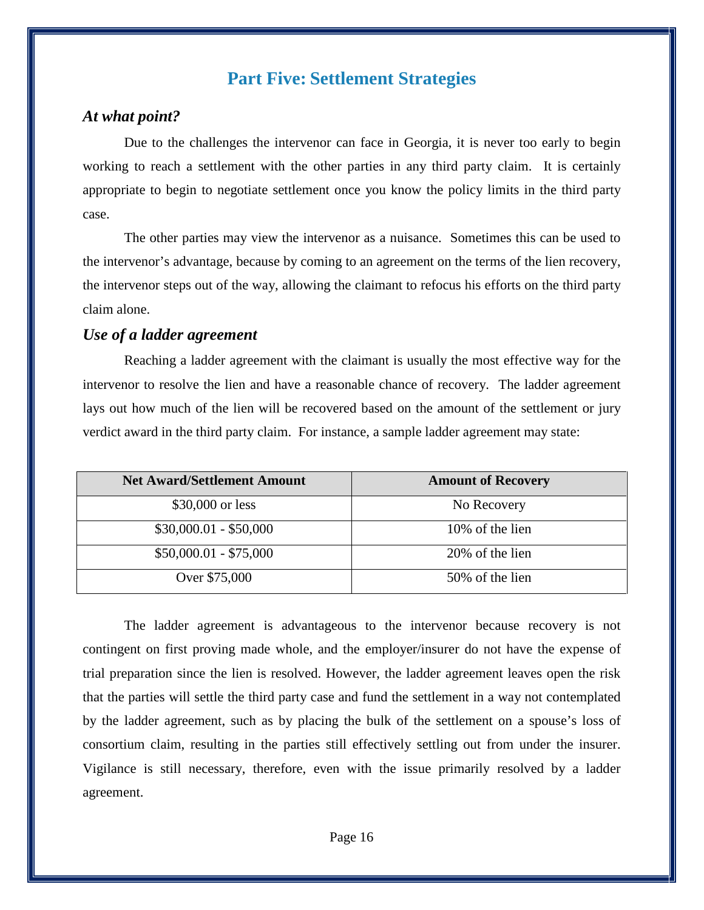## Part Five: Settlement Strategies

### *At what point?*

Due to the challenges the intervenor can face in Georgia, it is never too early to begin working to reach a settlement with the other parties in any third party claim. It is certainly appropriate to begin to negotiate settlement once you know the policy limits in the third party case.

The other parties may view the intervenor as a nuisance. Sometimes this can be used to the intervenor's advantage, because by coming to an agreement on the terms of the lien recovery, the intervenor steps out of the way, allowing the claimant to refocus his efforts on the third party claim alone.

### *Use of a ladder agreement*

Reaching a ladder agreement with the claimant is usually the most effective way for the intervenor to resolve the lien and have a reasonable chance of recovery. The ladder agreement lays out how much of the lien will be recovered based on the amount of the settlement or jury verdict award in the third party claim. For instance, a sample ladder agreement may state:

| Net Award/Settlement Amount | Amount of Recovery |
|---|---|
| $30,000 or less | No Recovery |
| $30,000.01 - $50,000 | 10% of the lien |
| $50,000.01 - $75,000 | 20% of the lien |
| Over $75,000 | 50% of the lien |

The ladder agreement is advantageous to the intervenor because recovery is not contingent on first proving made whole, and the employer/insurer do not have the expense of trial preparation since the lien is resolved. However, the ladder agreement leaves open the risk that the parties will settle the third party case and fund the settlement in a way not contemplated by the ladder agreement, such as by placing the bulk of the settlement on a spouse's loss of consortium claim, resulting in the parties still effectively settling out from under the insurer. Vigilance is still necessary, therefore, even with the issue primarily resolved by a ladder agreement.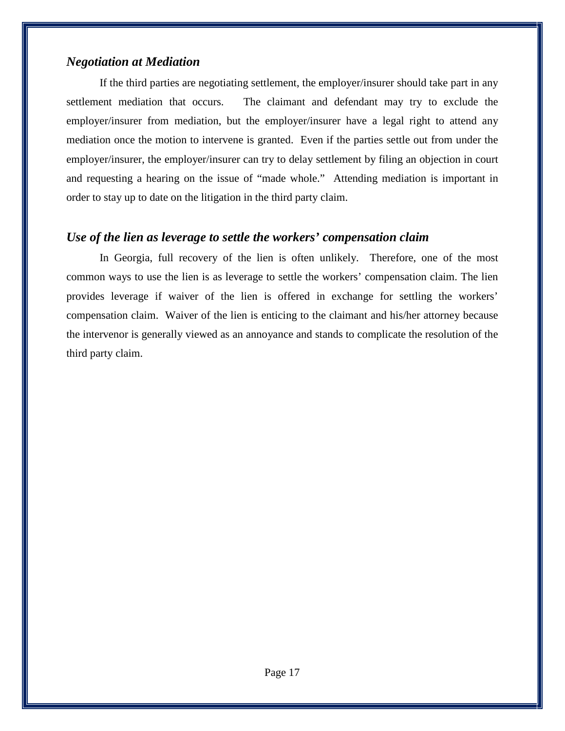### *Negotiation at Mediation*

If the third parties are negotiating settlement, the employer/insurer should take part in any settlement mediation that occurs. The claimant and defendant may try to exclude the employer/insurer from mediation, but the employer/insurer have a legal right to attend any mediation once the motion to intervene is granted. Even if the parties settle out from under the employer/insurer, the employer/insurer can try to delay settlement by filing an objection in court and requesting a hearing on the issue of "made whole." Attending mediation is important in order to stay up to date on the litigation in the third party claim.

### *Use of the lien as leverage to settle the workers' compensation claim*

In Georgia, full recovery of the lien is often unlikely. Therefore, one of the most common ways to use the lien is as leverage to settle the workers' compensation claim. The lien provides leverage if waiver of the lien is offered in exchange for settling the workers' compensation claim. Waiver of the lien is enticing to the claimant and his/her attorney because the intervenor is generally viewed as an annoyance and stands to complicate the resolution of the third party claim.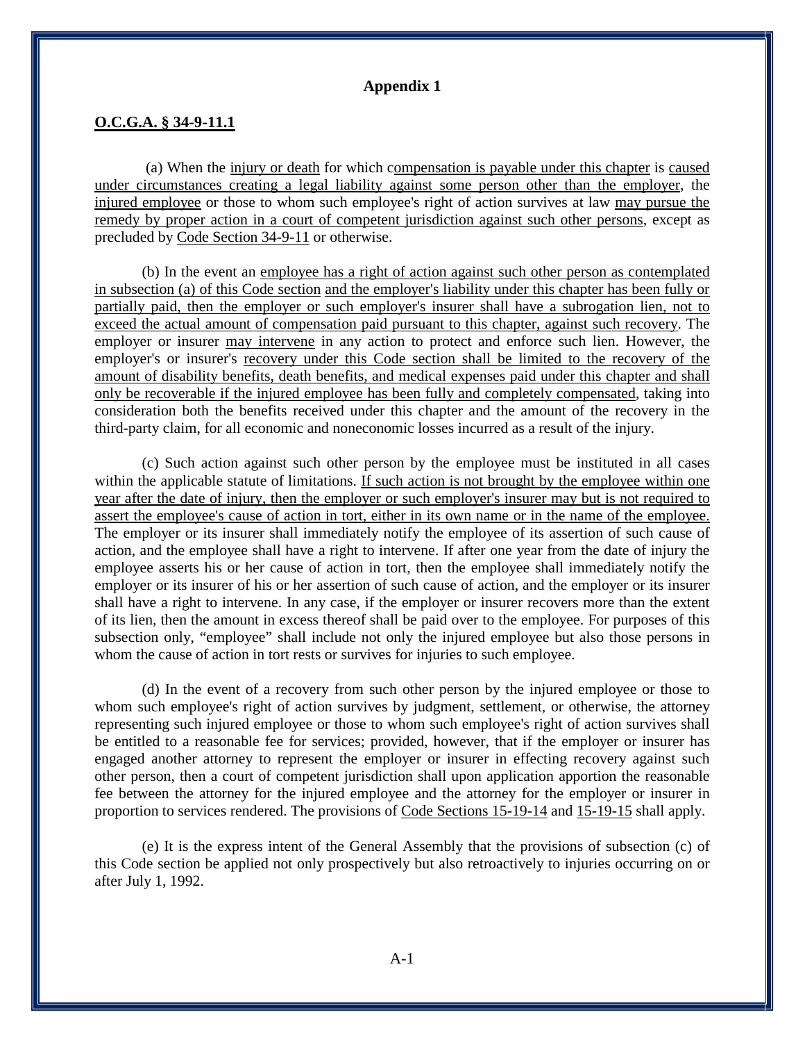## Appendix 1

### O.C.G.A. § 34-9-11.1

(a) When the injury or death for which compensation is payable under this chapter is caused under circumstances creating a legal liability against some person other than the employer, the injured employee or those to whom such employee's right of action survives at law may pursue the remedy by proper action in a court of competent jurisdiction against such other persons, except as precluded by Code Section 34-9-11 or otherwise.

(b) In the event an employee has a right of action against such other person as contemplated in subsection (a) of this Code section and the employer's liability under this chapter has been fully or partially paid, then the employer or such employer's insurer shall have a subrogation lien, not to exceed the actual amount of compensation paid pursuant to this chapter, against such recovery. The employer or insurer may intervene in any action to protect and enforce such lien. However, the employer's or insurer's recovery under this Code section shall be limited to the recovery of the amount of disability benefits, death benefits, and medical expenses paid under this chapter and shall only be recoverable if the injured employee has been fully and completely compensated, taking into consideration both the benefits received under this chapter and the amount of the recovery in the third-party claim, for all economic and noneconomic losses incurred as a result of the injury.

(c) Such action against such other person by the employee must be instituted in all cases within the applicable statute of limitations. If such action is not brought by the employee within one year after the date of injury, then the employer or such employer's insurer may but is not required to assert the employee's cause of action in tort, either in its own name or in the name of the employee. The employer or its insurer shall immediately notify the employee of its assertion of such cause of action, and the employee shall have a right to intervene. If after one year from the date of injury the employee asserts his or her cause of action in tort, then the employee shall immediately notify the employer or its insurer of his or her assertion of such cause of action, and the employer or its insurer shall have a right to intervene. In any case, if the employer or insurer recovers more than the extent of its lien, then the amount in excess thereof shall be paid over to the employee. For purposes of this subsection only, "employee" shall include not only the injured employee but also those persons in whom the cause of action in tort rests or survives for injuries to such employee.

(d) In the event of a recovery from such other person by the injured employee or those to whom such employee's right of action survives by judgment, settlement, or otherwise, the attorney representing such injured employee or those to whom such employee's right of action survives shall be entitled to a reasonable fee for services; provided, however, that if the employer or insurer has engaged another attorney to represent the employer or insurer in effecting recovery against such other person, then a court of competent jurisdiction shall upon application apportion the reasonable fee between the attorney for the injured employee and the attorney for the employer or insurer in proportion to services rendered. The provisions of Code Sections 15-19-14 and 15-19-15 shall apply.

(e) It is the express intent of the General Assembly that the provisions of subsection (c) of this Code section be applied not only prospectively but also retroactively to injuries occurring on or after July 1, 1992.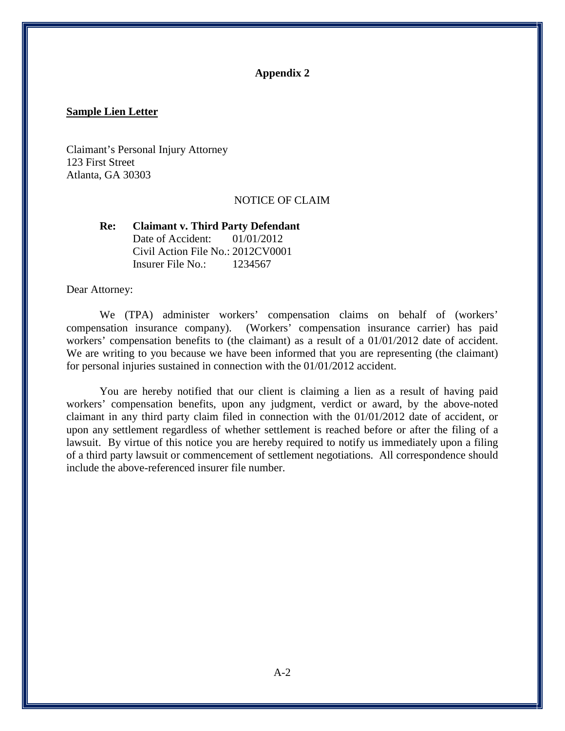**Appendix 2**

**Sample Lien Letter**

Claimant's Personal Injury Attorney
123 First Street
Atlanta, GA 30303

NOTICE OF CLAIM

**Re: Claimant v. Third Party Defendant**
Date of Accident: 01/01/2012
Civil Action File No.: 2012CV0001
Insurer File No.: 1234567

Dear Attorney:

We (TPA) administer workers' compensation claims on behalf of (workers' compensation insurance company). (Workers' compensation insurance carrier) has paid workers' compensation benefits to (the claimant) as a result of a 01/01/2012 date of accident. We are writing to you because we have been informed that you are representing (the claimant) for personal injuries sustained in connection with the 01/01/2012 accident.

You are hereby notified that our client is claiming a lien as a result of having paid workers' compensation benefits, upon any judgment, verdict or award, by the above-noted claimant in any third party claim filed in connection with the 01/01/2012 date of accident, or upon any settlement regardless of whether settlement is reached before or after the filing of a lawsuit. By virtue of this notice you are hereby required to notify us immediately upon a filing of a third party lawsuit or commencement of settlement negotiations. All correspondence should include the above-referenced insurer file number.